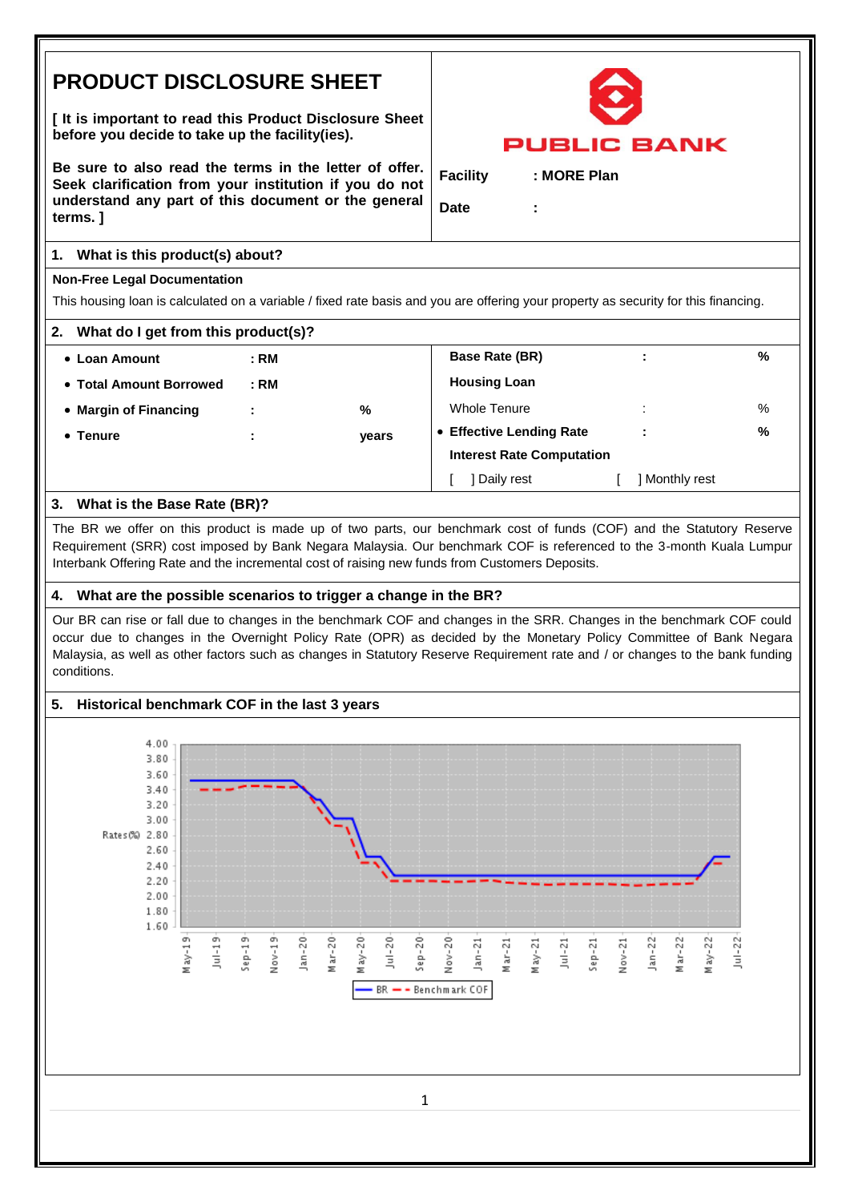# PRODUCT DISCLOSURE SHEET

**[ It is important to read this Product Disclosure Sheet before you decide to take up the facility(ies).**

**Be sure to also read the terms in the letter of offer. Seek clarification from your institution if you do not understand any part of this document or the general terms. ]**

PUBLIC BANK

**Facility** : **MORE Plan**

**Date** :

## 1. What is this product(s) about?

**Non-Free Legal Documentation**

This housing loan is calculated on a variable / fixed rate basis and you are offering your property as security for this financing.

## 2. What do I get from this product(s)?

- **Loan Amount** : **RM**
- **Total Amount Borrowed** : **RM**
- **Margin of Financing** : **%**
- **Tenure** : **years**

**Base Rate (BR)** : **%**

**Housing Loan**

Whole Tenure : %

- **Effective Lending Rate** : **%**

**Interest Rate Computation**

[ ] Daily rest [ ] Monthly rest

## 3. What is the Base Rate (BR)?

The BR we offer on this product is made up of two parts, our benchmark cost of funds (COF) and the Statutory Reserve Requirement (SRR) cost imposed by Bank Negara Malaysia. Our benchmark COF is referenced to the 3-month Kuala Lumpur Interbank Offering Rate and the incremental cost of raising new funds from Customers Deposits.

## 4. What are the possible scenarios to trigger a change in the BR?

Our BR can rise or fall due to changes in the benchmark COF and changes in the SRR. Changes in the benchmark COF could occur due to changes in the Overnight Policy Rate (OPR) as decided by the Monetary Policy Committee of Bank Negara Malaysia, as well as other factors such as changes in Statutory Reserve Requirement rate and / or changes to the bank funding conditions.

## 5. Historical benchmark COF in the last 3 years

Rates(%): 4.00, 3.80, 3.60, 3.40, 3.20, 3.00, 2.80, 2.60, 2.40, 2.20, 2.00, 1.80, 1.60

May-19, Jul-19, Sep-19, Nov-19, Jan-20, Mar-20, May-20, Jul-20, Sep-20, Nov-20, Jan-21, Mar-21, May-21, Jul-21, Sep-21, Nov-21, Jan-22, Mar-22, May-22, Jul-22

BR — Benchmark COF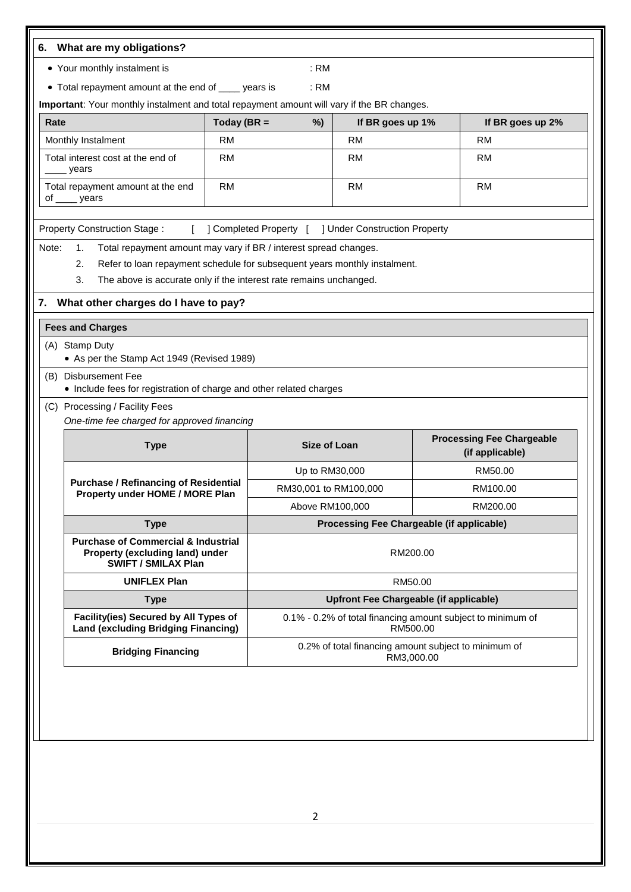## 6. What are my obligations?

- Your monthly instalment is : RM
- Total repayment amount at the end of ____ years is : RM

**Important**: Your monthly instalment and total repayment amount will vary if the BR changes.

| Rate | Today (BR = %) | If BR goes up 1% | If BR goes up 2% |
|---|---|---|---|
| Monthly Instalment | RM | RM | RM |
| Total interest cost at the end of ____ years | RM | RM | RM |
| Total repayment amount at the end of ____ years | RM | RM | RM |

Property Construction Stage : [ ] Completed Property [ ] Under Construction Property

Note:
1. Total repayment amount may vary if BR / interest spread changes.
2. Refer to loan repayment schedule for subsequent years monthly instalment.
3. The above is accurate only if the interest rate remains unchanged.

## 7. What other charges do I have to pay?

**Fees and Charges**

(A) Stamp Duty
- As per the Stamp Act 1949 (Revised 1989)

(B) Disbursement Fee
- Include fees for registration of charge and other related charges

(C) Processing / Facility Fees

*One-time fee charged for approved financing*

| Type | Size of Loan | Processing Fee Chargeable (if applicable) |
|---|---|---|
| **Purchase / Refinancing of Residential Property under HOME / MORE Plan** | Up to RM30,000 | RM50.00 |
| | RM30,001 to RM100,000 | RM100.00 |
| | Above RM100,000 | RM200.00 |
| **Type** | **Processing Fee Chargeable (if applicable)** | |
| **Purchase of Commercial & Industrial Property (excluding land) under SWIFT / SMILAX Plan** | RM200.00 | |
| **UNIFLEX Plan** | RM50.00 | |
| **Type** | **Upfront Fee Chargeable (if applicable)** | |
| **Facility(ies) Secured by All Types of Land (excluding Bridging Financing)** | 0.1% - 0.2% of total financing amount subject to minimum of RM500.00 | |
| **Bridging Financing** | 0.2% of total financing amount subject to minimum of RM3,000.00 | |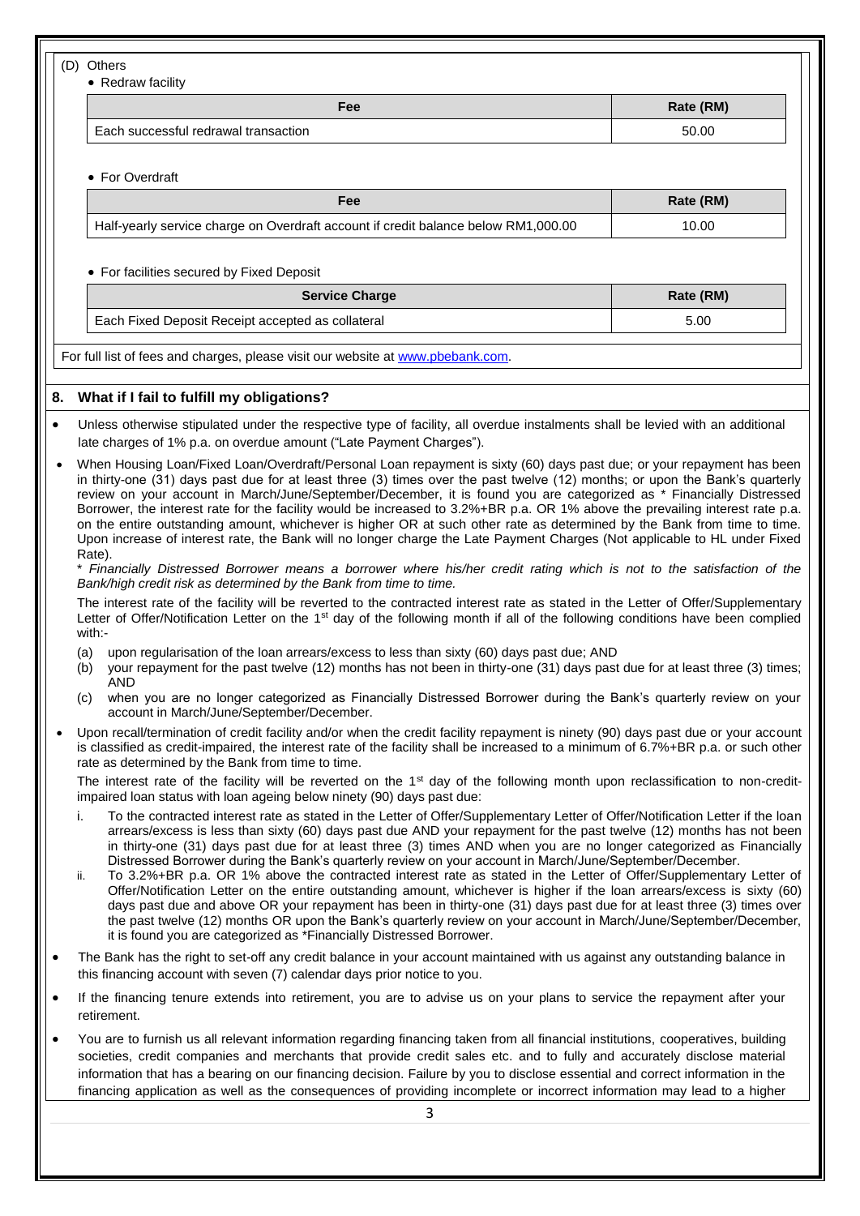(D) Others

- Redraw facility

| Fee | Rate (RM) |
|---|---|
| Each successful redrawal transaction | 50.00 |

- For Overdraft

| Fee | Rate (RM) |
|---|---|
| Half-yearly service charge on Overdraft account if credit balance below RM1,000.00 | 10.00 |

- For facilities secured by Fixed Deposit

| Service Charge | Rate (RM) |
|---|---|
| Each Fixed Deposit Receipt accepted as collateral | 5.00 |

For full list of fees and charges, please visit our website at www.pbebank.com.

## 8. What if I fail to fulfill my obligations?

- Unless otherwise stipulated under the respective type of facility, all overdue instalments shall be levied with an additional late charges of 1% p.a. on overdue amount ("Late Payment Charges").
- When Housing Loan/Fixed Loan/Overdraft/Personal Loan repayment is sixty (60) days past due; or your repayment has been in thirty-one (31) days past due for at least three (3) times over the past twelve (12) months; or upon the Bank's quarterly review on your account in March/June/September/December, it is found you are categorized as * Financially Distressed Borrower, the interest rate for the facility would be increased to 3.2%+BR p.a. OR 1% above the prevailing interest rate p.a. on the entire outstanding amount, whichever is higher OR at such other rate as determined by the Bank from time to time. Upon increase of interest rate, the Bank will no longer charge the Late Payment Charges (Not applicable to HL under Fixed Rate).

  *\* Financially Distressed Borrower means a borrower where his/her credit rating which is not to the satisfaction of the Bank/high credit risk as determined by the Bank from time to time.*

  The interest rate of the facility will be reverted to the contracted interest rate as stated in the Letter of Offer/Supplementary Letter of Offer/Notification Letter on the 1st day of the following month if all of the following conditions have been complied with:-

  (a) upon regularisation of the loan arrears/excess to less than sixty (60) days past due; AND
  (b) your repayment for the past twelve (12) months has not been in thirty-one (31) days past due for at least three (3) times; AND
  (c) when you are no longer categorized as Financially Distressed Borrower during the Bank's quarterly review on your account in March/June/September/December.

- Upon recall/termination of credit facility and/or when the credit facility repayment is ninety (90) days past due or your account is classified as credit-impaired, the interest rate of the facility shall be increased to a minimum of 6.7%+BR p.a. or such other rate as determined by the Bank from time to time.

  The interest rate of the facility will be reverted on the 1st day of the following month upon reclassification to non-credit-impaired loan status with loan ageing below ninety (90) days past due:

  i. To the contracted interest rate as stated in the Letter of Offer/Supplementary Letter of Offer/Notification Letter if the loan arrears/excess is less than sixty (60) days past due AND your repayment for the past twelve (12) months has not been in thirty-one (31) days past due for at least three (3) times AND when you are no longer categorized as Financially Distressed Borrower during the Bank's quarterly review on your account in March/June/September/December.
  ii. To 3.2%+BR p.a. OR 1% above the contracted interest rate as stated in the Letter of Offer/Supplementary Letter of Offer/Notification Letter on the entire outstanding amount, whichever is higher if the loan arrears/excess is sixty (60) days past due and above OR your repayment has been in thirty-one (31) days past due for at least three (3) times over the past twelve (12) months OR upon the Bank's quarterly review on your account in March/June/September/December, it is found you are categorized as *Financially Distressed Borrower.

- The Bank has the right to set-off any credit balance in your account maintained with us against any outstanding balance in this financing account with seven (7) calendar days prior notice to you.
- If the financing tenure extends into retirement, you are to advise us on your plans to service the repayment after your retirement.
- You are to furnish us all relevant information regarding financing taken from all financial institutions, cooperatives, building societies, credit companies and merchants that provide credit sales etc. and to fully and accurately disclose material information that has a bearing on our financing decision. Failure by you to disclose essential and correct information in the financing application as well as the consequences of providing incomplete or incorrect information may lead to a higher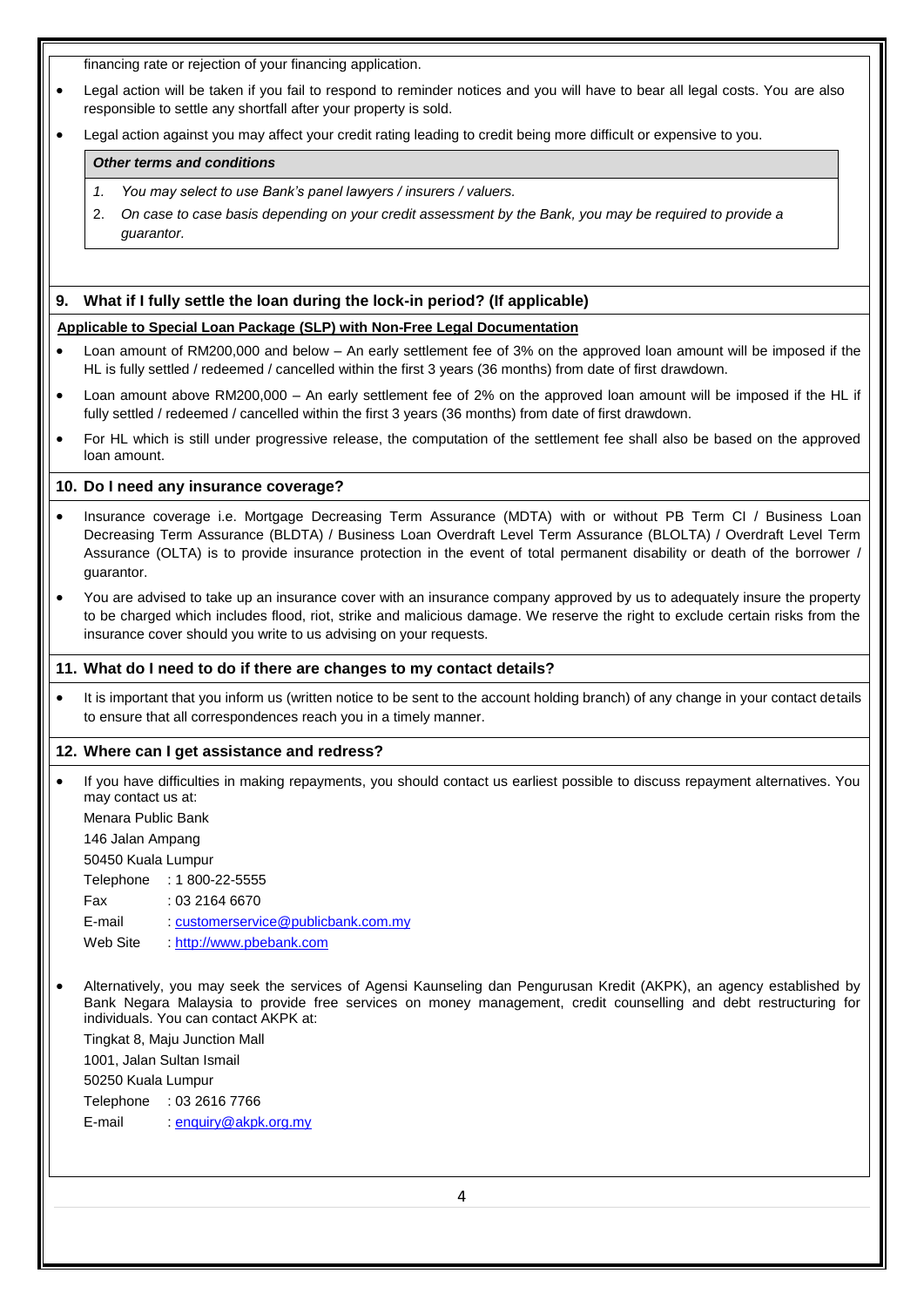financing rate or rejection of your financing application.

- Legal action will be taken if you fail to respond to reminder notices and you will have to bear all legal costs. You are also responsible to settle any shortfall after your property is sold.
- Legal action against you may affect your credit rating leading to credit being more difficult or expensive to you.

| ***Other terms and conditions*** |
|---|
| *1. You may select to use Bank's panel lawyers / insurers / valuers.*<br>*2. On case to case basis depending on your credit assessment by the Bank, you may be required to provide a guarantor.* |

## 9. What if I fully settle the loan during the lock-in period? (If applicable)

**Applicable to Special Loan Package (SLP) with Non-Free Legal Documentation**

- Loan amount of RM200,000 and below – An early settlement fee of 3% on the approved loan amount will be imposed if the HL is fully settled / redeemed / cancelled within the first 3 years (36 months) from date of first drawdown.
- Loan amount above RM200,000 – An early settlement fee of 2% on the approved loan amount will be imposed if the HL if fully settled / redeemed / cancelled within the first 3 years (36 months) from date of first drawdown.
- For HL which is still under progressive release, the computation of the settlement fee shall also be based on the approved loan amount.

## 10. Do I need any insurance coverage?

- Insurance coverage i.e. Mortgage Decreasing Term Assurance (MDTA) with or without PB Term CI / Business Loan Decreasing Term Assurance (BLDTA) / Business Loan Overdraft Level Term Assurance (BLOLTA) / Overdraft Level Term Assurance (OLTA) is to provide insurance protection in the event of total permanent disability or death of the borrower / guarantor.
- You are advised to take up an insurance cover with an insurance company approved by us to adequately insure the property to be charged which includes flood, riot, strike and malicious damage. We reserve the right to exclude certain risks from the insurance cover should you write to us advising on your requests.

## 11. What do I need to do if there are changes to my contact details?

- It is important that you inform us (written notice to be sent to the account holding branch) of any change in your contact details to ensure that all correspondences reach you in a timely manner.

## 12. Where can I get assistance and redress?

- If you have difficulties in making repayments, you should contact us earliest possible to discuss repayment alternatives. You may contact us at:

  Menara Public Bank
  146 Jalan Ampang
  50450 Kuala Lumpur
  Telephone : 1 800-22-5555
  Fax : 03 2164 6670
  E-mail : customerservice@publicbank.com.my
  Web Site : http://www.pbebank.com

- Alternatively, you may seek the services of Agensi Kaunseling dan Pengurusan Kredit (AKPK), an agency established by Bank Negara Malaysia to provide free services on money management, credit counselling and debt restructuring for individuals. You can contact AKPK at:

  Tingkat 8, Maju Junction Mall
  1001, Jalan Sultan Ismail
  50250 Kuala Lumpur
  Telephone : 03 2616 7766
  E-mail : enquiry@akpk.org.my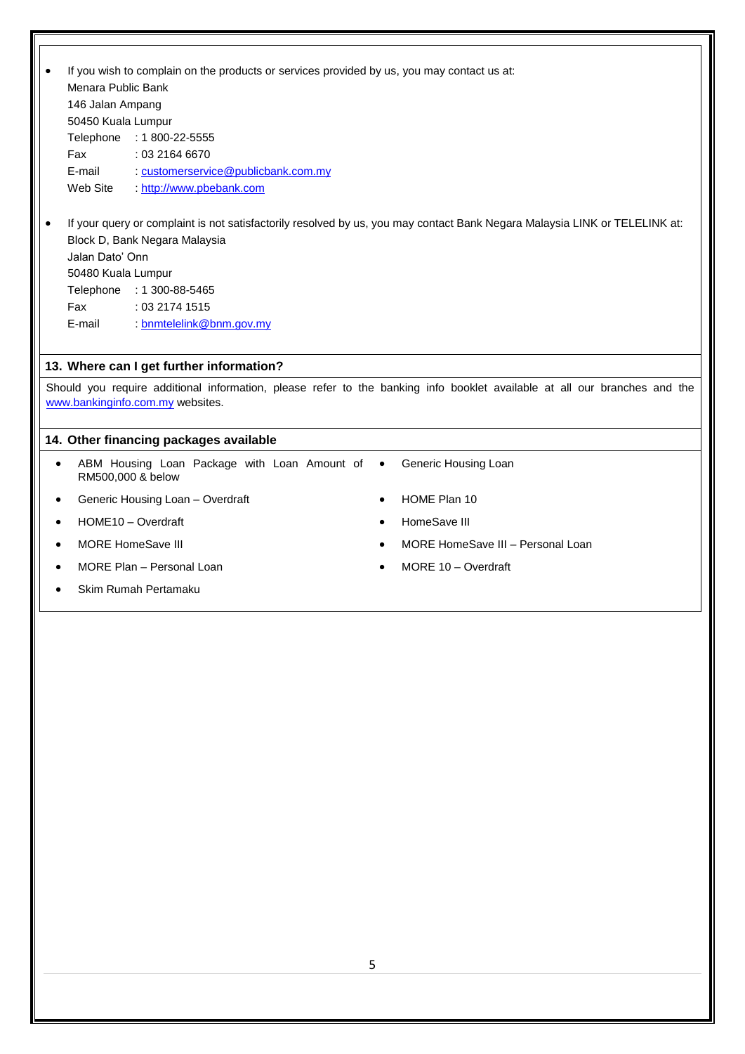- If you wish to complain on the products or services provided by us, you may contact us at:
  Menara Public Bank
  146 Jalan Ampang
  50450 Kuala Lumpur
  Telephone : 1 800-22-5555
  Fax : 03 2164 6670
  E-mail : customerservice@publicbank.com.my
  Web Site : http://www.pbebank.com

- If your query or complaint is not satisfactorily resolved by us, you may contact Bank Negara Malaysia LINK or TELELINK at:
  Block D, Bank Negara Malaysia
  Jalan Dato' Onn
  50480 Kuala Lumpur
  Telephone : 1 300-88-5465
  Fax : 03 2174 1515
  E-mail : bnmtelelink@bnm.gov.my

## 13. Where can I get further information?

Should you require additional information, please refer to the banking info booklet available at all our branches and the www.bankinginfo.com.my websites.

## 14. Other financing packages available

- ABM Housing Loan Package with Loan Amount of RM500,000 & below
- Generic Housing Loan
- Generic Housing Loan – Overdraft
- HOME Plan 10
- HOME10 – Overdraft
- HomeSave III
- MORE HomeSave III
- MORE HomeSave III – Personal Loan
- MORE Plan – Personal Loan
- MORE 10 – Overdraft
- Skim Rumah Pertamaku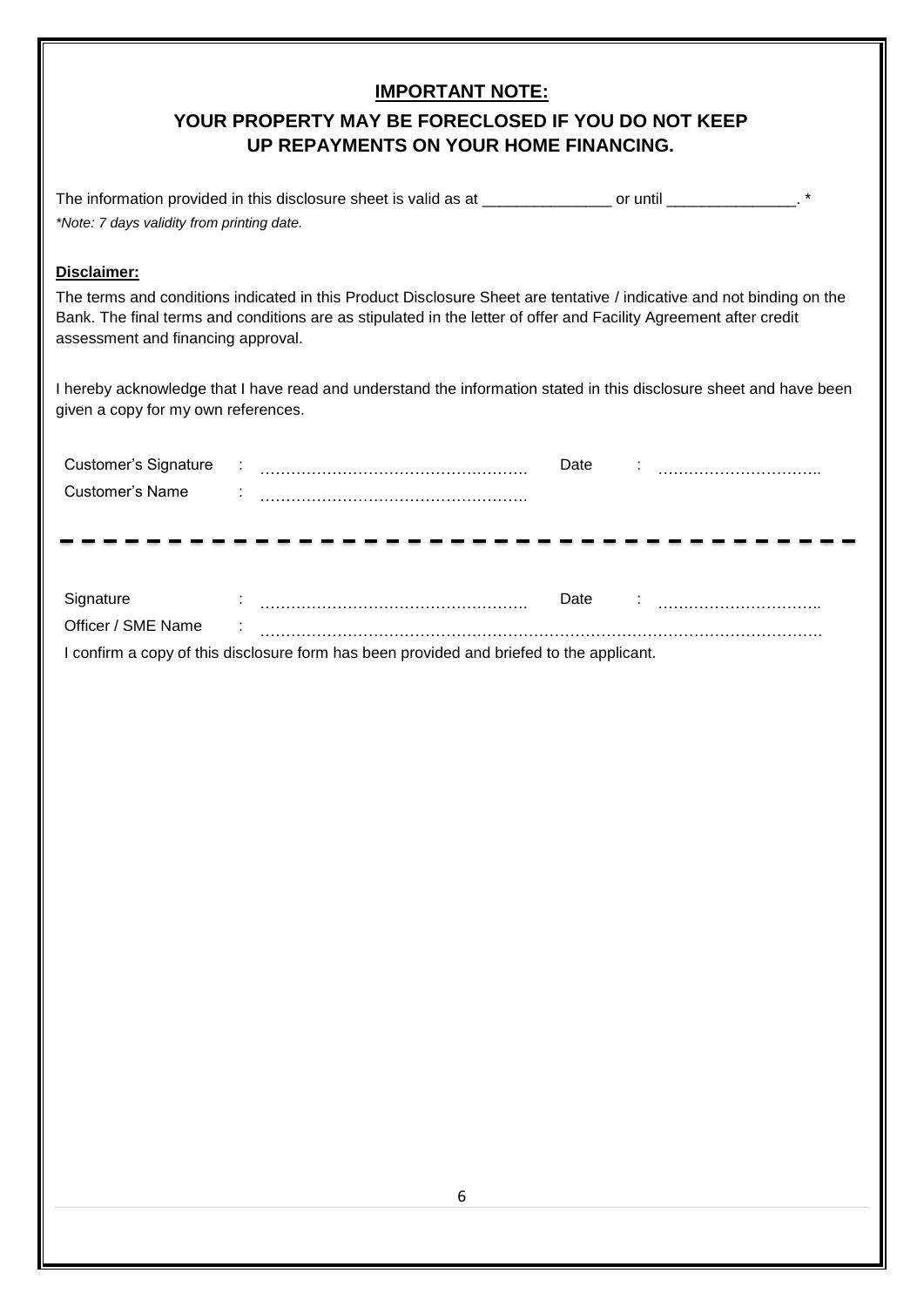## IMPORTANT NOTE:

**YOUR PROPERTY MAY BE FORECLOSED IF YOU DO NOT KEEP UP REPAYMENTS ON YOUR HOME FINANCING.**

The information provided in this disclosure sheet is valid as at _______________ or until _______________. *

*\*Note: 7 days validity from printing date.*

**Disclaimer:**

The terms and conditions indicated in this Product Disclosure Sheet are tentative / indicative and not binding on the Bank. The final terms and conditions are as stipulated in the letter of offer and Facility Agreement after credit assessment and financing approval.

I hereby acknowledge that I have read and understand the information stated in this disclosure sheet and have been given a copy for my own references.

Customer's Signature : …………………………………………… Date : …………………………..

Customer's Name : ……………………………………………

---

Signature : …………………………………………… Date : …………………………..

Officer / SME Name : ……………………………………………………………………………………………

I confirm a copy of this disclosure form has been provided and briefed to the applicant.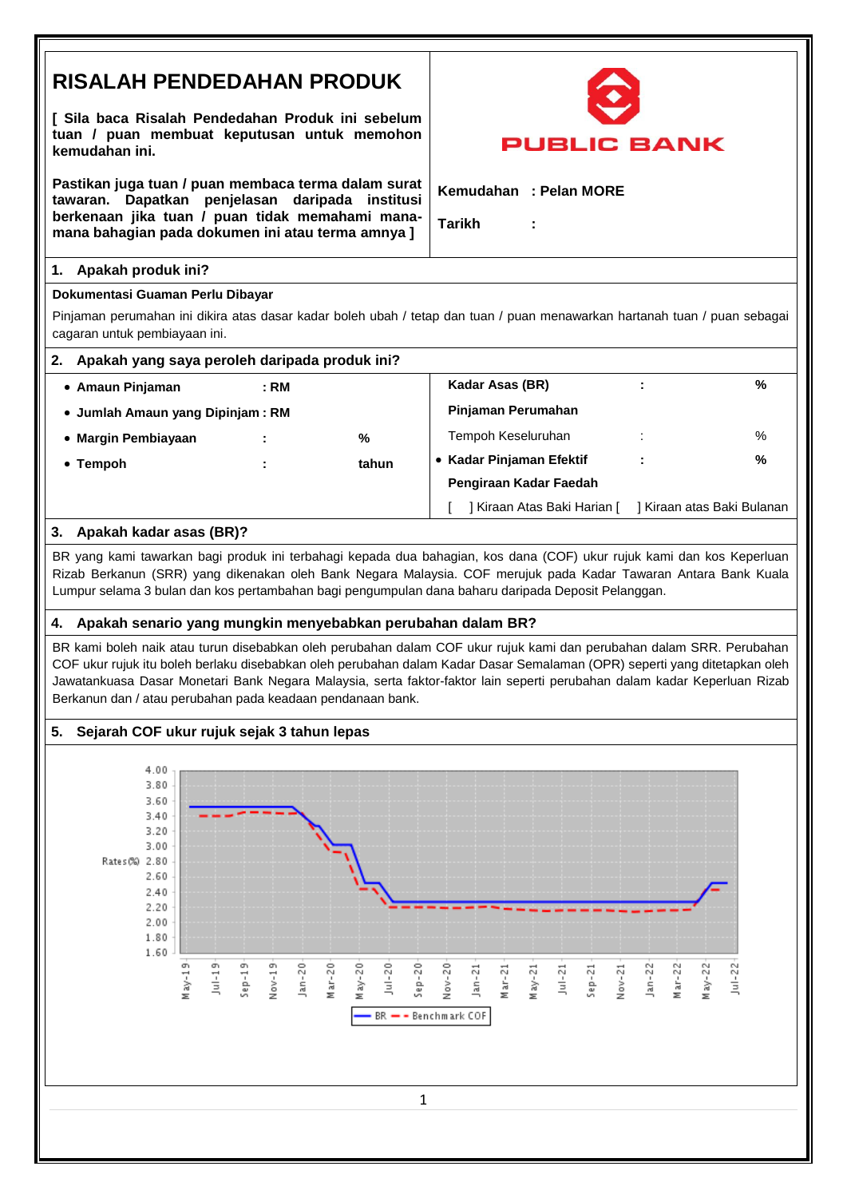# RISALAH PENDEDAHAN PRODUK

**[ Sila baca Risalah Pendedahan Produk ini sebelum tuan / puan membuat keputusan untuk memohon kemudahan ini.**

**Pastikan juga tuan / puan membaca terma dalam surat tawaran. Dapatkan penjelasan daripada institusi berkenaan jika tuan / puan tidak memahami mana-mana bahagian pada dokumen ini atau terma amnya ]**

PUBLIC BANK

**Kemudahan : Pelan MORE**

**Tarikh :**

## 1. Apakah produk ini?

**Dokumentasi Guaman Perlu Dibayar**

Pinjaman perumahan ini dikira atas dasar kadar boleh ubah / tetap dan tuan / puan menawarkan hartanah tuan / puan sebagai cagaran untuk pembiayaan ini.

## 2. Apakah yang saya peroleh daripada produk ini?

- **Amaun Pinjaman : RM**
- **Jumlah Amaun yang Dipinjam : RM**
- **Margin Pembiayaan : %**
- **Tempoh : tahun**

**Kadar Asas (BR) : %**

**Pinjaman Perumahan**

Tempoh Keseluruhan : %

- **Kadar Pinjaman Efektif : %**

**Pengiraan Kadar Faedah**

[ ] Kiraan Atas Baki Harian [ ] Kiraan atas Baki Bulanan

## 3. Apakah kadar asas (BR)?

BR yang kami tawarkan bagi produk ini terbahagi kepada dua bahagian, kos dana (COF) ukur rujuk kami dan kos Keperluan Rizab Berkanun (SRR) yang dikenakan oleh Bank Negara Malaysia. COF merujuk pada Kadar Tawaran Antara Bank Kuala Lumpur selama 3 bulan dan kos pertambahan bagi pengumpulan dana baharu daripada Deposit Pelanggan.

## 4. Apakah senario yang mungkin menyebabkan perubahan dalam BR?

BR kami boleh naik atau turun disebabkan oleh perubahan dalam COF ukur rujuk kami dan perubahan dalam SRR. Perubahan COF ukur rujuk itu boleh berlaku disebabkan oleh perubahan dalam Kadar Dasar Semalaman (OPR) seperti yang ditetapkan oleh Jawatankuasa Dasar Monetari Bank Negara Malaysia, serta faktor-faktor lain seperti perubahan dalam kadar Keperluan Rizab Berkanun dan / atau perubahan pada keadaan pendanaan bank.

## 5. Sejarah COF ukur rujuk sejak 3 tahun lepas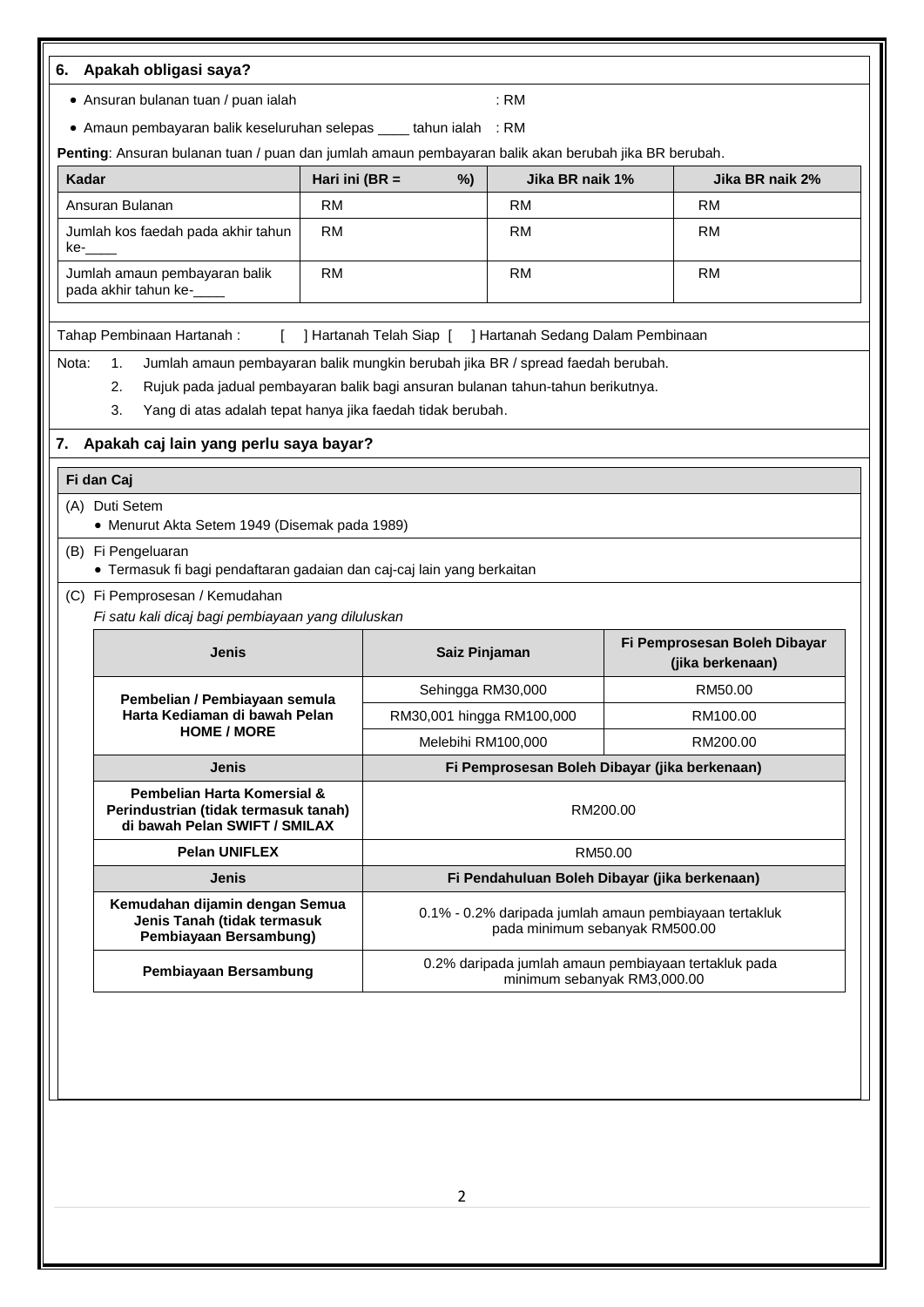## 6. Apakah obligasi saya?

- Ansuran bulanan tuan / puan ialah : RM
- Amaun pembayaran balik keseluruhan selepas ____ tahun ialah : RM

**Penting**: Ansuran bulanan tuan / puan dan jumlah amaun pembayaran balik akan berubah jika BR berubah.

| Kadar | Hari ini (BR = %) | Jika BR naik 1% | Jika BR naik 2% |
|---|---|---|---|
| Ansuran Bulanan | RM | RM | RM |
| Jumlah kos faedah pada akhir tahun ke-____ | RM | RM | RM |
| Jumlah amaun pembayaran balik pada akhir tahun ke-____ | RM | RM | RM |

Tahap Pembinaan Hartanah : [ ] Hartanah Telah Siap [ ] Hartanah Sedang Dalam Pembinaan

Nota:
1. Jumlah amaun pembayaran balik mungkin berubah jika BR / spread faedah berubah.
2. Rujuk pada jadual pembayaran balik bagi ansuran bulanan tahun-tahun berikutnya.
3. Yang di atas adalah tepat hanya jika faedah tidak berubah.

## 7. Apakah caj lain yang perlu saya bayar?

**Fi dan Caj**

(A) Duti Setem
- Menurut Akta Setem 1949 (Disemak pada 1989)

(B) Fi Pengeluaran
- Termasuk fi bagi pendaftaran gadaian dan caj-caj lain yang berkaitan

(C) Fi Pemprosesan / Kemudahan

*Fi satu kali dicaj bagi pembiayaan yang diluluskan*

| Jenis | Saiz Pinjaman | Fi Pemprosesan Boleh Dibayar (jika berkenaan) |
|---|---|---|
| **Pembelian / Pembiayaan semula Harta Kediaman di bawah Pelan HOME / MORE** | Sehingga RM30,000 | RM50.00 |
| | RM30,001 hingga RM100,000 | RM100.00 |
| | Melebihi RM100,000 | RM200.00 |
| **Jenis** | **Fi Pemprosesan Boleh Dibayar (jika berkenaan)** | |
| **Pembelian Harta Komersial & Perindustrian (tidak termasuk tanah) di bawah Pelan SWIFT / SMILAX** | RM200.00 | |
| **Pelan UNIFLEX** | RM50.00 | |
| **Jenis** | **Fi Pendahuluan Boleh Dibayar (jika berkenaan)** | |
| **Kemudahan dijamin dengan Semua Jenis Tanah (tidak termasuk Pembiayaan Bersambung)** | 0.1% - 0.2% daripada jumlah amaun pembiayaan tertakluk pada minimum sebanyak RM500.00 | |
| **Pembiayaan Bersambung** | 0.2% daripada jumlah amaun pembiayaan tertakluk pada minimum sebanyak RM3,000.00 | |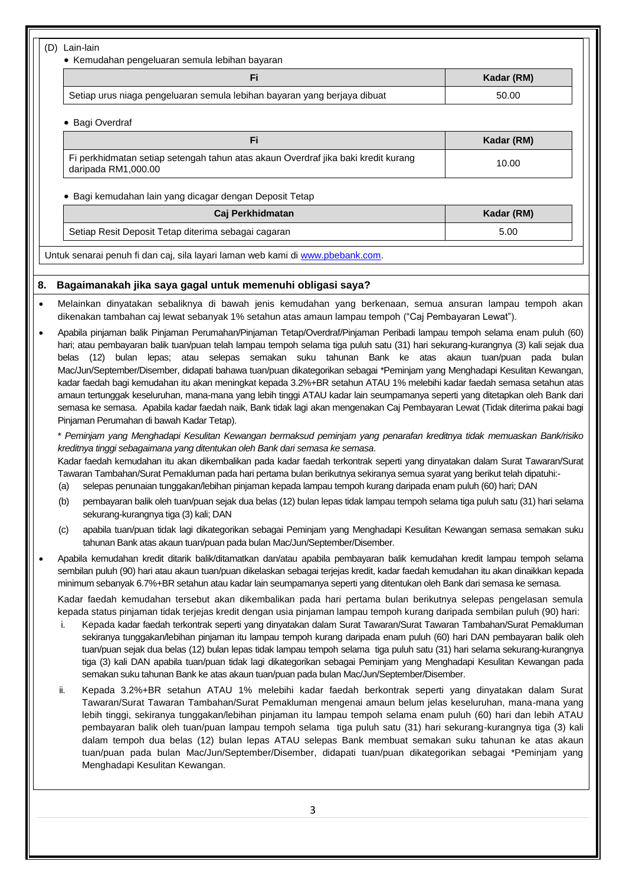(D) Lain-lain

- Kemudahan pengeluaran semula lebihan bayaran

| Fi | Kadar (RM) |
|---|---|
| Setiap urus niaga pengeluaran semula lebihan bayaran yang berjaya dibuat | 50.00 |

- Bagi Overdraf

| Fi | Kadar (RM) |
|---|---|
| Fi perkhidmatan setiap setengah tahun atas akaun Overdraf jika baki kredit kurang daripada RM1,000.00 | 10.00 |

- Bagi kemudahan lain yang dicagar dengan Deposit Tetap

| Caj Perkhidmatan | Kadar (RM) |
|---|---|
| Setiap Resit Deposit Tetap diterima sebagai cagaran | 5.00 |

Untuk senarai penuh fi dan caj, sila layari laman web kami di [www.pbebank.com](http://www.pbebank.com).

## 8. Bagaimanakah jika saya gagal untuk memenuhi obligasi saya?

- Melainkan dinyatakan sebaliknya di bawah jenis kemudahan yang berkenaan, semua ansuran lampau tempoh akan dikenakan tambahan caj lewat sebanyak 1% setahun atas amaun lampau tempoh ("Caj Pembayaran Lewat").
- Apabila pinjaman balik Pinjaman Perumahan/Pinjaman Tetap/Overdraf/Pinjaman Peribadi lampau tempoh selama enam puluh (60) hari; atau pembayaran balik tuan/puan telah lampau tempoh selama tiga puluh satu (31) hari sekurang-kurangnya (3) kali sejak dua belas (12) bulan lepas; atau selepas semakan suku tahunan Bank ke atas akaun tuan/puan pada bulan Mac/Jun/September/Disember, didapati bahawa tuan/puan dikategorikan sebagai *Peminjam yang Menghadapi Kesulitan Kewangan, kadar faedah bagi kemudahan itu akan meningkat kepada 3.2%+BR setahun ATAU 1% melebihi kadar faedah semasa setahun atas amaun tertunggak keseluruhan, mana-mana yang lebih tinggi ATAU kadar lain seumpamanya seperti yang ditetapkan oleh Bank dari semasa ke semasa. Apabila kadar faedah naik, Bank tidak lagi akan mengenakan Caj Pembayaran Lewat (Tidak diterima pakai bagi Pinjaman Perumahan di bawah Kadar Tetap).

  * *Peminjam yang Menghadapi Kesulitan Kewangan bermaksud peminjam yang penarafan kreditnya tidak memuaskan Bank/risiko kreditnya tinggi sebagaimana yang ditentukan oleh Bank dari semasa ke semasa.*

  Kadar faedah kemudahan itu akan dikembalikan pada kadar faedah terkontrak seperti yang dinyatakan dalam Surat Tawaran/Surat Tawaran Tambahan/Surat Pemakluman pada hari pertama bulan berikutnya sekiranya semua syarat yang berikut telah dipatuhi:-

  (a) selepas penunaian tunggakan/lebihan pinjaman kepada lampau tempoh kurang daripada enam puluh (60) hari; DAN

  (b) pembayaran balik oleh tuan/puan sejak dua belas (12) bulan lepas tidak lampau tempoh selama tiga puluh satu (31) hari selama sekurang-kurangnya tiga (3) kali; DAN

  (c) apabila tuan/puan tidak lagi dikategorikan sebagai Peminjam yang Menghadapi Kesulitan Kewangan semasa semakan suku tahunan Bank atas akaun tuan/puan pada bulan Mac/Jun/September/Disember.

- Apabila kemudahan kredit ditarik balik/ditamatkan dan/atau apabila pembayaran balik kemudahan kredit lampau tempoh selama sembilan puluh (90) hari atau akaun tuan/puan dikelaskan sebagai terjejas kredit, kadar faedah kemudahan itu akan dinaikkan kepada minimum sebanyak 6.7%+BR setahun atau kadar lain seumpamanya seperti yang ditentukan oleh Bank dari semasa ke semasa.

  Kadar faedah kemudahan tersebut akan dikembalikan pada hari pertama bulan berikutnya selepas pengelasan semula kepada status pinjaman tidak terjejas kredit dengan usia pinjaman lampau tempoh kurang daripada sembilan puluh (90) hari:

  i. Kepada kadar faedah terkontrak seperti yang dinyatakan dalam Surat Tawaran/Surat Tawaran Tambahan/Surat Pemakluman sekiranya tunggakan/lebihan pinjaman itu lampau tempoh kurang daripada enam puluh (60) hari DAN pembayaran balik oleh tuan/puan sejak dua belas (12) bulan lepas tidak lampau tempoh selama tiga puluh satu (31) hari selama sekurang-kurangnya tiga (3) kali DAN apabila tuan/puan tidak lagi dikategorikan sebagai Peminjam yang Menghadapi Kesulitan Kewangan pada semakan suku tahunan Bank ke atas akaun tuan/puan pada bulan Mac/Jun/September/Disember.

  ii. Kepada 3.2%+BR setahun ATAU 1% melebihi kadar faedah berkontrak seperti yang dinyatakan dalam Surat Tawaran/Surat Tawaran Tambahan/Surat Pemakluman mengenai amaun belum jelas keseluruhan, mana-mana yang lebih tinggi, sekiranya tunggakan/lebihan pinjaman itu lampau tempoh selama enam puluh (60) hari dan lebih ATAU pembayaran balik oleh tuan/puan lampau tempoh selama tiga puluh satu (31) hari sekurang-kurangnya tiga (3) kali dalam tempoh dua belas (12) bulan lepas ATAU selepas Bank membuat semakan suku tahunan ke atas akaun tuan/puan pada bulan Mac/Jun/September/Disember, didapati tuan/puan dikategorikan sebagai *Peminjam yang Menghadapi Kesulitan Kewangan.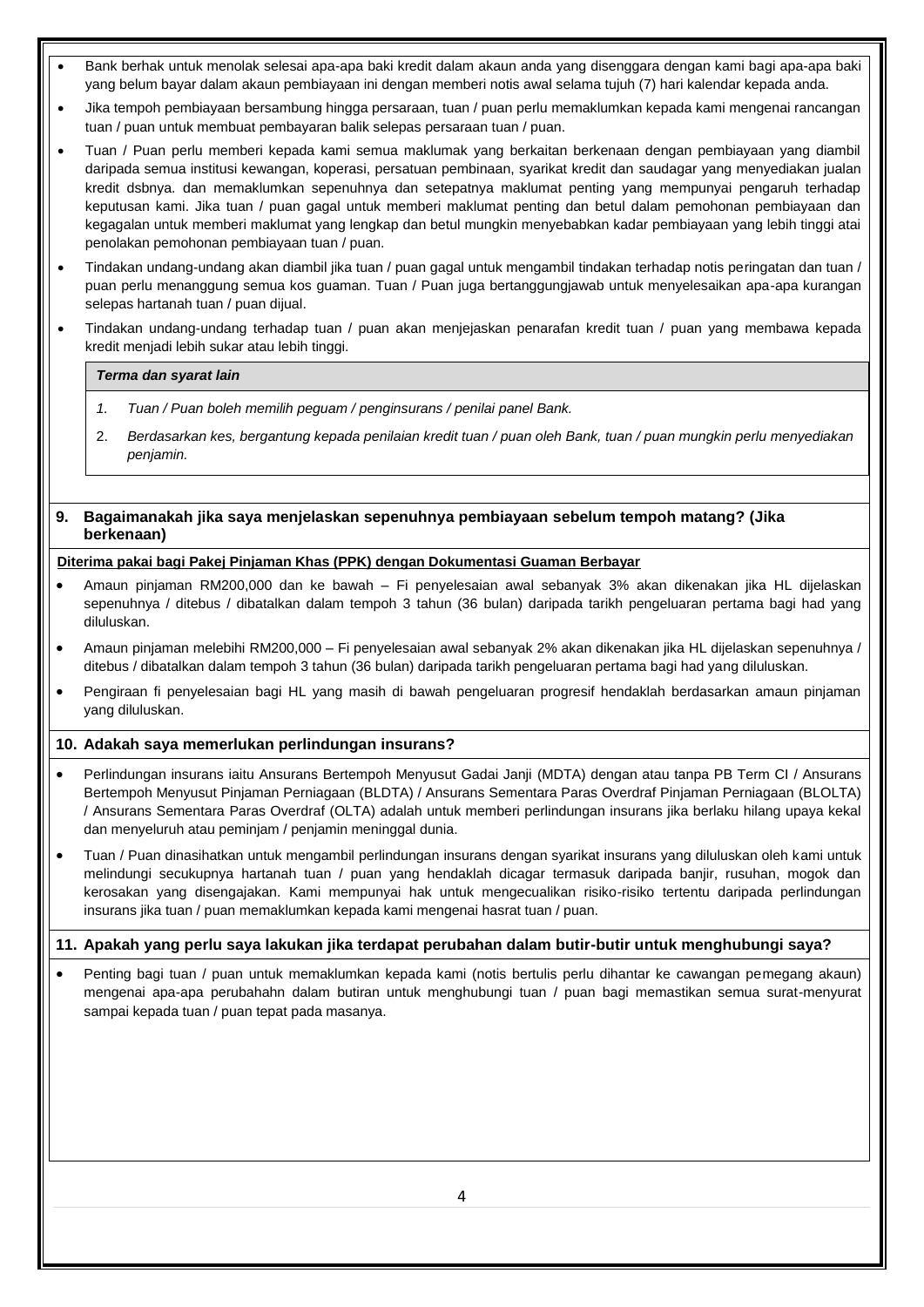- Bank berhak untuk menolak selesai apa-apa baki kredit dalam akaun anda yang disenggara dengan kami bagi apa-apa baki yang belum bayar dalam akaun pembiayaan ini dengan memberi notis awal selama tujuh (7) hari kalendar kepada anda.
- Jika tempoh pembiayaan bersambung hingga persaraan, tuan / puan perlu memaklumkan kepada kami mengenai rancangan tuan / puan untuk membuat pembayaran balik selepas persaraan tuan / puan.
- Tuan / Puan perlu memberi kepada kami semua maklumak yang berkaitan berkenaan dengan pembiayaan yang diambil daripada semua institusi kewangan, koperasi, persatuan pembinaan, syarikat kredit dan saudagar yang menyediakan jualan kredit dsbnya. dan memaklumkan sepenuhnya dan setepatnya maklumat penting yang mempunyai pengaruh terhadap keputusan kami. Jika tuan / puan gagal untuk memberi maklumat penting dan betul dalam pemohonan pembiayaan dan kegagalan untuk memberi maklumat yang lengkap dan betul mungkin menyebabkan kadar pembiayaan yang lebih tinggi atai penolakan pemohonan pembiayaan tuan / puan.
- Tindakan undang-undang akan diambil jika tuan / puan gagal untuk mengambil tindakan terhadap notis peringatan dan tuan / puan perlu menanggung semua kos guaman. Tuan / Puan juga bertanggungjawab untuk menyelesaikan apa-apa kurangan selepas hartanah tuan / puan dijual.
- Tindakan undang-undang terhadap tuan / puan akan menjejaskan penarafan kredit tuan / puan yang membawa kepada kredit menjadi lebih sukar atau lebih tinggi.

***Terma dan syarat lain***

1. *Tuan / Puan boleh memilih peguam / penginsurans / penilai panel Bank.*
2. *Berdasarkan kes, bergantung kepada penilaian kredit tuan / puan oleh Bank, tuan / puan mungkin perlu menyediakan penjamin.*

**9. Bagaimanakah jika saya menjelaskan sepenuhnya pembiayaan sebelum tempoh matang? (Jika berkenaan)**

**Diterima pakai bagi Pakej Pinjaman Khas (PPK) dengan Dokumentasi Guaman Berbayar**

- Amaun pinjaman RM200,000 dan ke bawah – Fi penyelesaian awal sebanyak 3% akan dikenakan jika HL dijelaskan sepenuhnya / ditebus / dibatalkan dalam tempoh 3 tahun (36 bulan) daripada tarikh pengeluaran pertama bagi had yang diluluskan.
- Amaun pinjaman melebihi RM200,000 – Fi penyelesaian awal sebanyak 2% akan dikenakan jika HL dijelaskan sepenuhnya / ditebus / dibatalkan dalam tempoh 3 tahun (36 bulan) daripada tarikh pengeluaran pertama bagi had yang diluluskan.
- Pengiraan fi penyelesaian bagi HL yang masih di bawah pengeluaran progresif hendaklah berdasarkan amaun pinjaman yang diluluskan.

**10. Adakah saya memerlukan perlindungan insurans?**

- Perlindungan insurans iaitu Ansurans Bertempoh Menyusut Gadai Janji (MDTA) dengan atau tanpa PB Term CI / Ansurans Bertempoh Menyusut Pinjaman Perniagaan (BLDTA) / Ansurans Sementara Paras Overdraf Pinjaman Perniagaan (BLOLTA) / Ansurans Sementara Paras Overdraf (OLTA) adalah untuk memberi perlindungan insurans jika berlaku hilang upaya kekal dan menyeluruh atau peminjam / penjamin meninggal dunia.
- Tuan / Puan dinasihatkan untuk mengambil perlindungan insurans dengan syarikat insurans yang diluluskan oleh kami untuk melindungi secukupnya hartanah tuan / puan yang hendaklah dicagar termasuk daripada banjir, rusuhan, mogok dan kerosakan yang disengajakan. Kami mempunyai hak untuk mengecualikan risiko-risiko tertentu daripada perlindungan insurans jika tuan / puan memaklumkan kepada kami mengenai hasrat tuan / puan.

**11. Apakah yang perlu saya lakukan jika terdapat perubahan dalam butir-butir untuk menghubungi saya?**

- Penting bagi tuan / puan untuk memaklumkan kepada kami (notis bertulis perlu dihantar ke cawangan pemegang akaun) mengenai apa-apa perubahahn dalam butiran untuk menghubungi tuan / puan bagi memastikan semua surat-menyurat sampai kepada tuan / puan tepat pada masanya.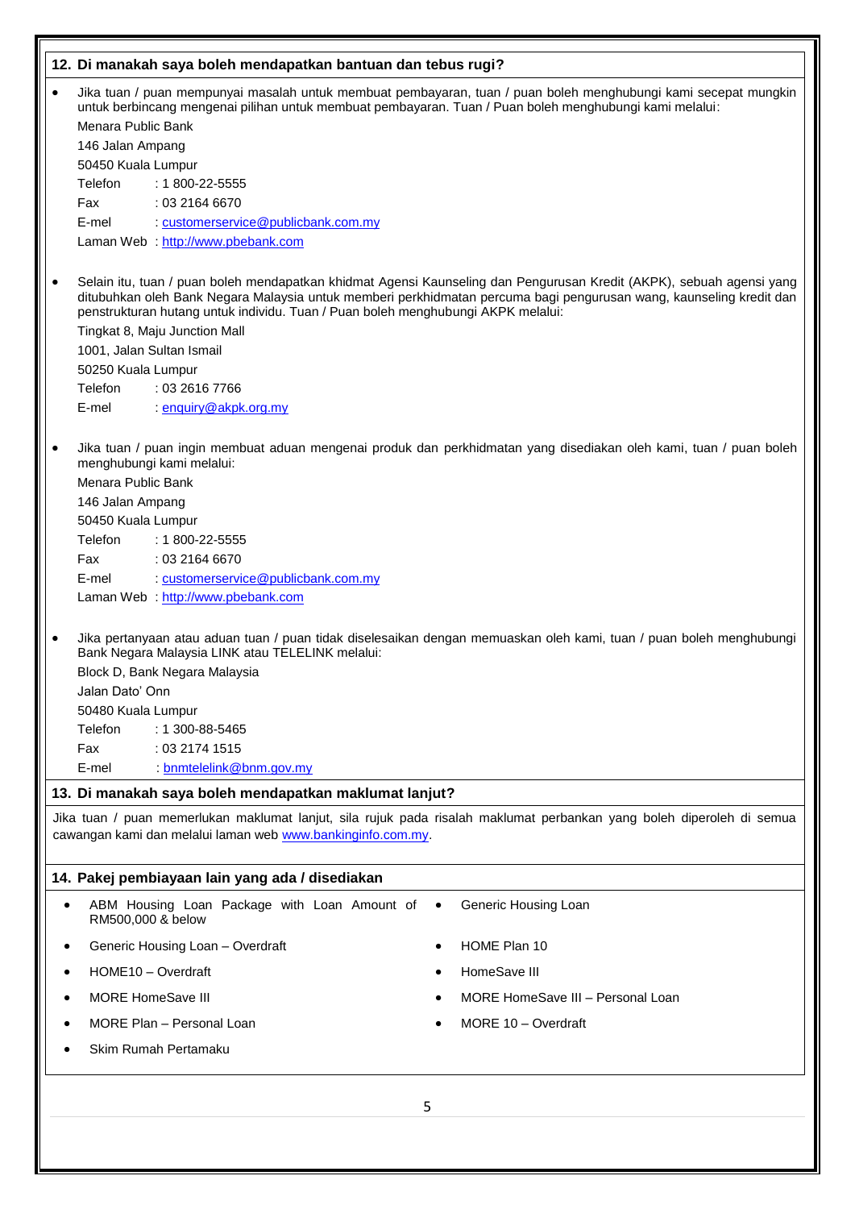## 12. Di manakah saya boleh mendapatkan bantuan dan tebus rugi?

- Jika tuan / puan mempunyai masalah untuk membuat pembayaran, tuan / puan boleh menghubungi kami secepat mungkin untuk berbincang mengenai pilihan untuk membuat pembayaran. Tuan / Puan boleh menghubungi kami melalui:

  Menara Public Bank
  146 Jalan Ampang
  50450 Kuala Lumpur
  Telefon : 1 800-22-5555
  Fax : 03 2164 6670
  E-mel : customerservice@publicbank.com.my
  Laman Web : http://www.pbebank.com

- Selain itu, tuan / puan boleh mendapatkan khidmat Agensi Kaunseling dan Pengurusan Kredit (AKPK), sebuah agensi yang ditubuhkan oleh Bank Negara Malaysia untuk memberi perkhidmatan percuma bagi pengurusan wang, kaunseling kredit dan penstrukturan hutang untuk individu. Tuan / Puan boleh menghubungi AKPK melalui:

  Tingkat 8, Maju Junction Mall
  1001, Jalan Sultan Ismail
  50250 Kuala Lumpur
  Telefon : 03 2616 7766
  E-mel : enquiry@akpk.org.my

- Jika tuan / puan ingin membuat aduan mengenai produk dan perkhidmatan yang disediakan oleh kami, tuan / puan boleh menghubungi kami melalui:

  Menara Public Bank
  146 Jalan Ampang
  50450 Kuala Lumpur
  Telefon : 1 800-22-5555
  Fax : 03 2164 6670
  E-mel : customerservice@publicbank.com.my
  Laman Web : http://www.pbebank.com

- Jika pertanyaan atau aduan tuan / puan tidak diselesaikan dengan memuaskan oleh kami, tuan / puan boleh menghubungi Bank Negara Malaysia LINK atau TELELINK melalui:

  Block D, Bank Negara Malaysia
  Jalan Dato' Onn
  50480 Kuala Lumpur
  Telefon : 1 300-88-5465
  Fax : 03 2174 1515
  E-mel : bnmtelelink@bnm.gov.my

## 13. Di manakah saya boleh mendapatkan maklumat lanjut?

Jika tuan / puan memerlukan maklumat lanjut, sila rujuk pada risalah maklumat perbankan yang boleh diperoleh di semua cawangan kami dan melalui laman web www.bankinginfo.com.my.

## 14. Pakej pembiayaan lain yang ada / disediakan

- ABM Housing Loan Package with Loan Amount of RM500,000 & below
- Generic Housing Loan
- Generic Housing Loan – Overdraft
- HOME Plan 10
- HOME10 – Overdraft
- HomeSave III
- MORE HomeSave III
- MORE HomeSave III – Personal Loan
- MORE Plan – Personal Loan
- MORE 10 – Overdraft
- Skim Rumah Pertamaku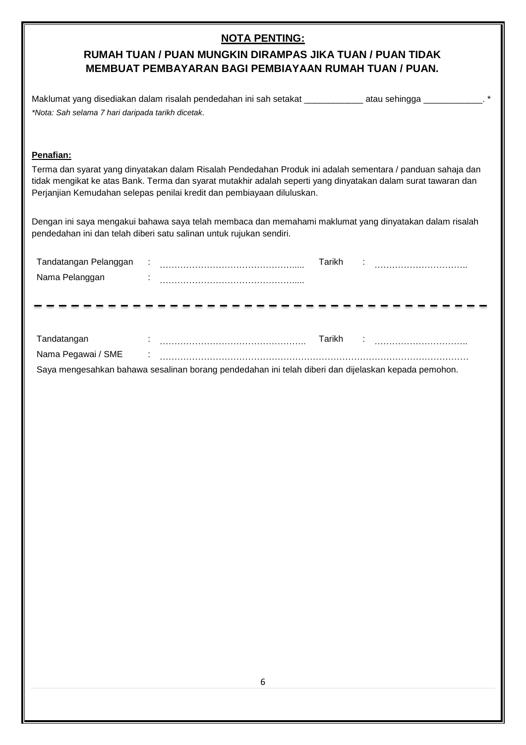**<u>NOTA PENTING:</u>**

**RUMAH TUAN / PUAN MUNGKIN DIRAMPAS JIKA TUAN / PUAN TIDAK MEMBUAT PEMBAYARAN BAGI PEMBIAYAAN RUMAH TUAN / PUAN.**

Maklumat yang disediakan dalam risalah pendedahan ini sah setakat ____________ atau sehingga ____________. *

*\*Nota: Sah selama 7 hari daripada tarikh dicetak.*

**<u>Penafian:</u>**

Terma dan syarat yang dinyatakan dalam Risalah Pendedahan Produk ini adalah sementara / panduan sahaja dan tidak mengikat ke atas Bank. Terma dan syarat mutakhir adalah seperti yang dinyatakan dalam surat tawaran dan Perjanjian Kemudahan selepas penilai kredit dan pembiayaan diluluskan.

Dengan ini saya mengakui bahawa saya telah membaca dan memahami maklumat yang dinyatakan dalam risalah pendedahan ini dan telah diberi satu salinan untuk rujukan sendiri.

Tandatangan Pelanggan : …………………………………………..... Tarikh : …………………………..

Nama Pelanggan : ………………………………………….....

---

Tandatangan : ………………………………………….. Tarikh : …………………………..

Nama Pegawai / SME : ………………………………………………………………………………………………

Saya mengesahkan bahawa sesalinan borang pendedahan ini telah diberi dan dijelaskan kepada pemohon.